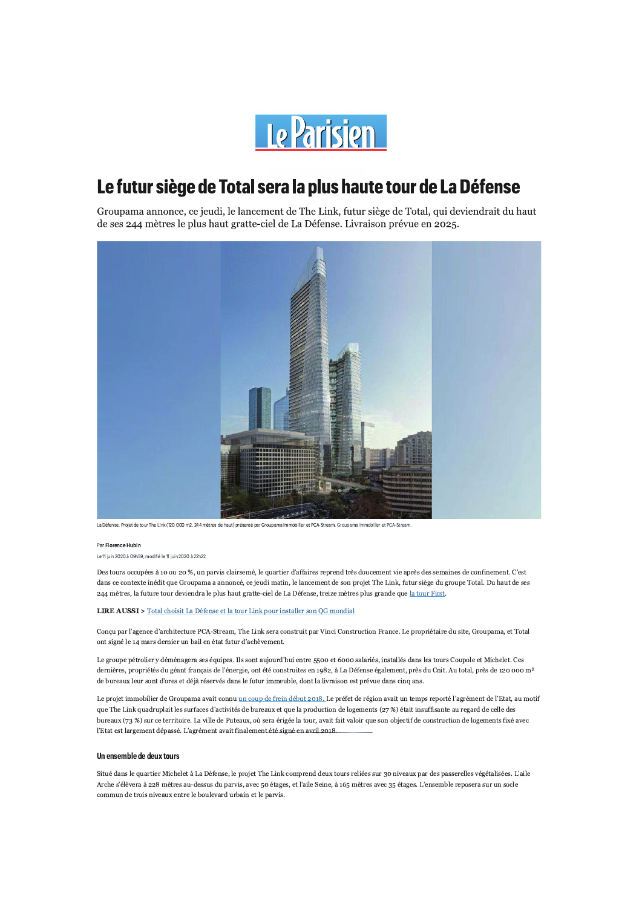# Le futur siège de Total sera la plus haute tour de La Défense

Groupama annonce, ce jeudi, le lancement de The Link, futur siège de Total, qui deviendrait du haut de ses 244 mètres le plus haut gratte-ciel de La Défense. Livraison prévue en 2025.

La Défense. Projet de tour The Link (120 000 m2, 244 mètres de haut) présenté par Groupama Immobilier et PCA-Stream. Groupama Immobilier et PCA-Stream.

Par **Florence Hubin**

Le 11 juin 2020 à 09h59, modifié le 11 juin 2020 à 22h22

Des tours occupées à 10 ou 20 %, un parvis clairsemé, le quartier d'affaires reprend très doucement vie après des semaines de confinement. C'est dans ce contexte inédit que Groupama a annoncé, ce jeudi matin, le lancement de son projet The Link, futur siège du groupe Total. Du haut de ses 244 mètres, la future tour deviendra le plus haut gratte-ciel de La Défense, treize mètres plus grande que la tour First.

**LIRE AUSSI >** Total choisit La Défense et la tour Link pour installer son QG mondial

Conçu par l'agence d'architecture PCA-Stream, The Link sera construit par Vinci Construction France. Le propriétaire du site, Groupama, et Total ont signé le 14 mars dernier un bail en état futur d'achèvement.

Le groupe pétrolier y déménagera ses équipes. Ils sont aujourd'hui entre 5500 et 6000 salariés, installés dans les tours Coupole et Michelet. Ces dernières, propriétés du géant français de l'énergie, ont été construites en 1982, à La Défense également, près du Cnit. Au total, près de 120 000 m² de bureaux leur sont d'ores et déjà réservés dans le futur immeuble, dont la livraison est prévue dans cinq ans.

Le projet immobilier de Groupama avait connu un coup de frein début 2018. Le préfet de région avait un temps reporté l'agrément de l'Etat, au motif que The Link quadruplait les surfaces d'activités de bureaux et que la production de logements (27 %) était insuffisante au regard de celle des bureaux (73 %) sur ce territoire. La ville de Puteaux, où sera érigée la tour, avait fait valoir que son objectif de construction de logements fixé avec l'Etat est largement dépassé. L'agrément avait finalement été signé en avril 2018.

## Un ensemble de deux tours

Situé dans le quartier Michelet à La Défense, le projet The Link comprend deux tours reliées sur 30 niveaux par des passerelles végétalisées. L'aile Arche s'élèvera à 228 mètres au-dessus du parvis, avec 50 étages, et l'aile Seine, à 165 mètres avec 35 étages. L'ensemble reposera sur un socle commun de trois niveaux entre le boulevard urbain et le parvis.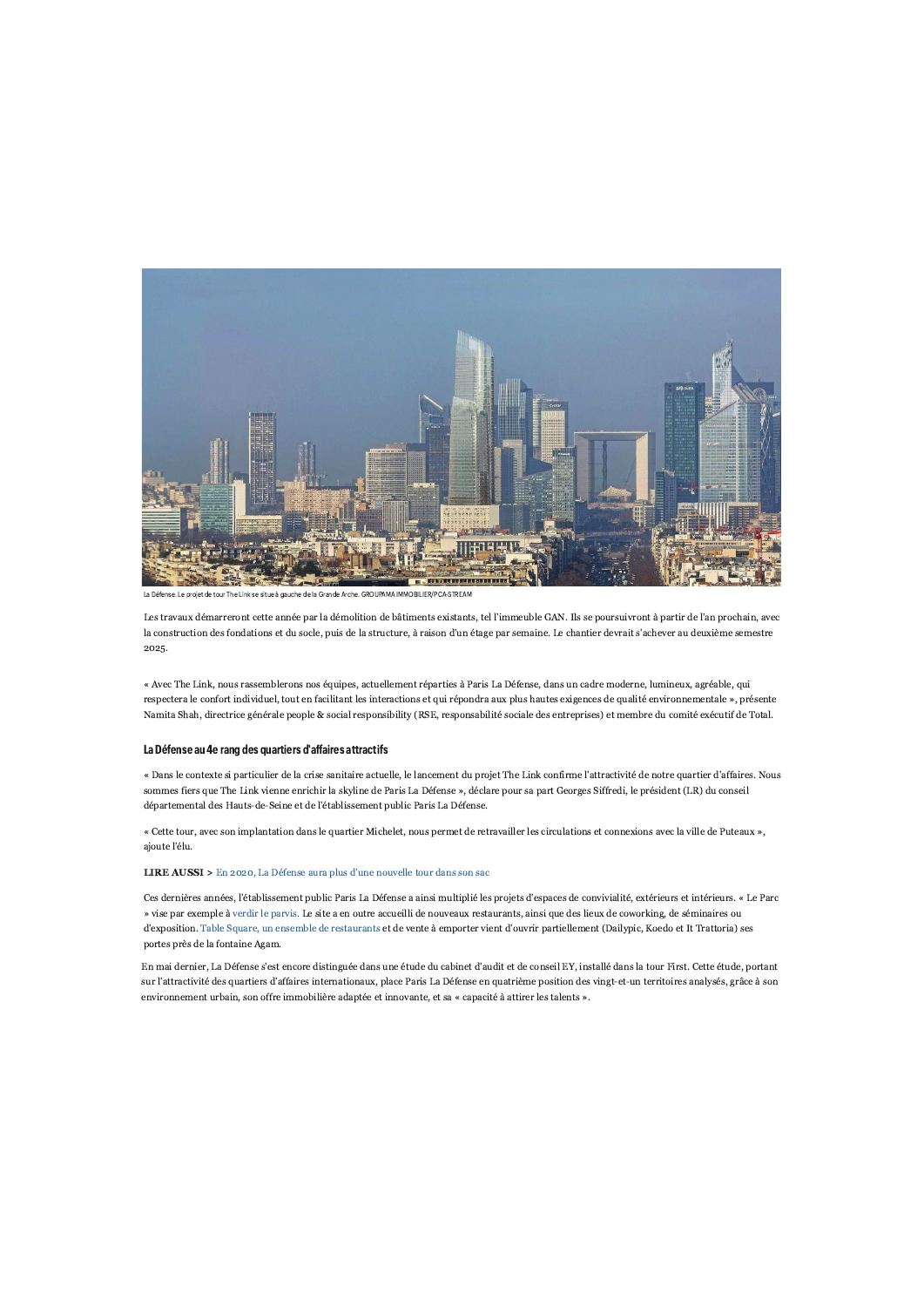La Défense. Le projet de tour The Link se situe à gauche de la Grande Arche. GROUPAMA IMMOBILIER/PCA-STREAM

Les travaux démarreront cette année par la démolition de bâtiments existants, tel l'immeuble GAN. Ils se poursuivront à partir de l'an prochain, avec la construction des fondations et du socle, puis de la structure, à raison d'un étage par semaine. Le chantier devrait s'achever au deuxième semestre 2025.

« Avec The Link, nous rassemblerons nos équipes, actuellement réparties à Paris La Défense, dans un cadre moderne, lumineux, agréable, qui respectera le confort individuel, tout en facilitant les interactions et qui répondra aux plus hautes exigences de qualité environnementale », présente Namita Shah, directrice générale people & social responsibility (RSE, responsabilité sociale des entreprises) et membre du comité exécutif de Total.

## La Défense au 4e rang des quartiers d'affaires attractifs

« Dans le contexte si particulier de la crise sanitaire actuelle, le lancement du projet The Link confirme l'attractivité de notre quartier d'affaires. Nous sommes fiers que The Link vienne enrichir la skyline de Paris La Défense », déclare pour sa part Georges Siffredi, le président (LR) du conseil départemental des Hauts-de-Seine et de l'établissement public Paris La Défense.

« Cette tour, avec son implantation dans le quartier Michelet, nous permet de retravailler les circulations et connexions avec la ville de Puteaux », ajoute l'élu.

**LIRE AUSSI >** En 2020, La Défense aura plus d'une nouvelle tour dans son sac

Ces dernières années, l'établissement public Paris La Défense a ainsi multiplié les projets d'espaces de convivialité, extérieurs et intérieurs. « Le Parc » vise par exemple à verdir le parvis. Le site a en outre accueilli de nouveaux restaurants, ainsi que des lieux de coworking, de séminaires ou d'exposition. Table Square, un ensemble de restaurants et de vente à emporter vient d'ouvrir partiellement (Dailypic, Koedo et It Trattoria) ses portes près de la fontaine Agam.

En mai dernier, La Défense s'est encore distinguée dans une étude du cabinet d'audit et de conseil EY, installé dans la tour First. Cette étude, portant sur l'attractivité des quartiers d'affaires internationaux, place Paris La Défense en quatrième position des vingt-et-un territoires analysés, grâce à son environnement urbain, son offre immobilière adaptée et innovante, et sa « capacité à attirer les talents ».